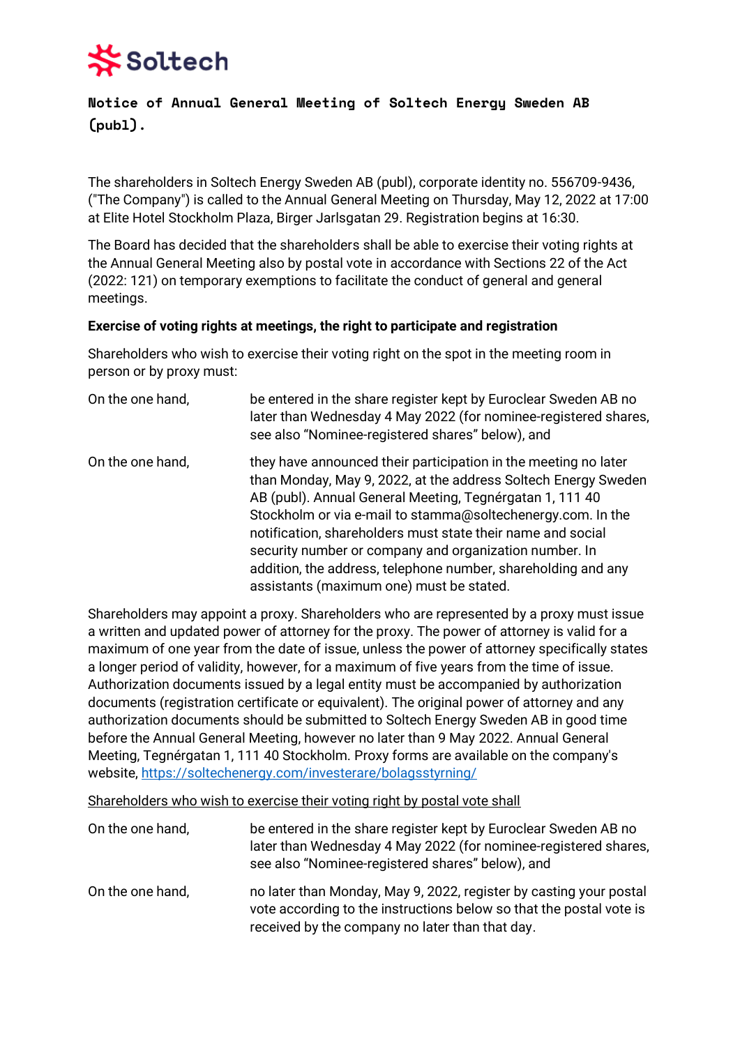# Notice of Annual General Meeting of Soltech Energy Sweden AB (publ).

The shareholders in Soltech Energy Sweden AB (publ), corporate identity no. 556709-9436, ("The Company") is called to the Annual General Meeting on Thursday, May 12, 2022 at 17:00 at Elite Hotel Stockholm Plaza, Birger Jarlsgatan 29. Registration begins at 16:30.

The Board has decided that the shareholders shall be able to exercise their voting rights at the Annual General Meeting also by postal vote in accordance with Sections 22 of the Act (2022: 121) on temporary exemptions to facilitate the conduct of general and general meetings.

**Exercise of voting rights at meetings, the right to participate and registration**

Shareholders who wish to exercise their voting right on the spot in the meeting room in person or by proxy must:

On the one hand, be entered in the share register kept by Euroclear Sweden AB no later than Wednesday 4 May 2022 (for nominee-registered shares, see also "Nominee-registered shares" below), and

On the one hand, they have announced their participation in the meeting no later than Monday, May 9, 2022, at the address Soltech Energy Sweden AB (publ). Annual General Meeting, Tegnérgatan 1, 111 40 Stockholm or via e-mail to stamma@soltechenergy.com. In the notification, shareholders must state their name and social security number or company and organization number. In addition, the address, telephone number, shareholding and any assistants (maximum one) must be stated.

Shareholders may appoint a proxy. Shareholders who are represented by a proxy must issue a written and updated power of attorney for the proxy. The power of attorney is valid for a maximum of one year from the date of issue, unless the power of attorney specifically states a longer period of validity, however, for a maximum of five years from the time of issue. Authorization documents issued by a legal entity must be accompanied by authorization documents (registration certificate or equivalent). The original power of attorney and any authorization documents should be submitted to Soltech Energy Sweden AB in good time before the Annual General Meeting, however no later than 9 May 2022. Annual General Meeting, Tegnérgatan 1, 111 40 Stockholm. Proxy forms are available on the company's website, https://soltechenergy.com/investerare/bolagsstyrning/

Shareholders who wish to exercise their voting right by postal vote shall

On the one hand, be entered in the share register kept by Euroclear Sweden AB no later than Wednesday 4 May 2022 (for nominee-registered shares, see also "Nominee-registered shares" below), and

On the one hand, no later than Monday, May 9, 2022, register by casting your postal vote according to the instructions below so that the postal vote is received by the company no later than that day.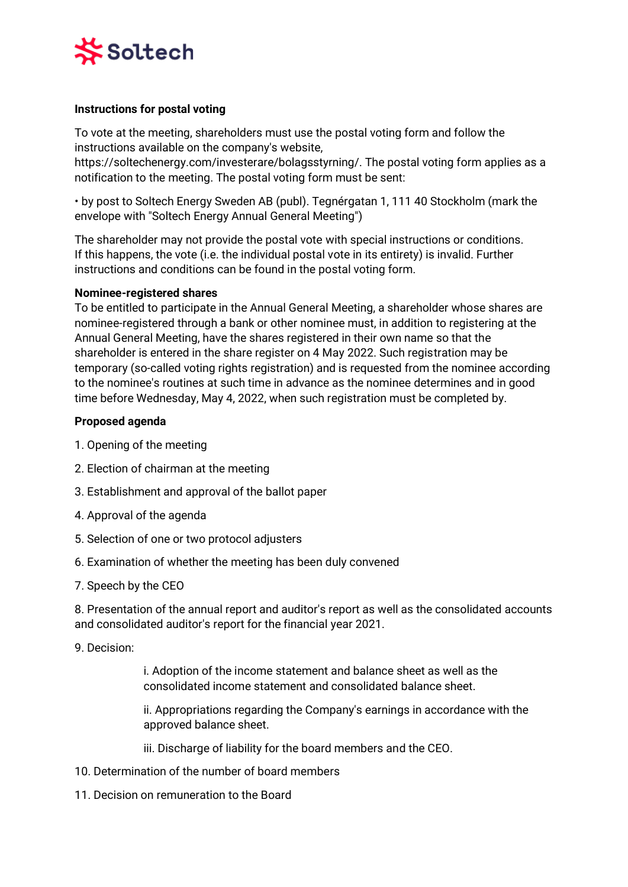**Instructions for postal voting**

To vote at the meeting, shareholders must use the postal voting form and follow the instructions available on the company's website, https://soltechenergy.com/investerare/bolagsstyrning/. The postal voting form applies as a notification to the meeting. The postal voting form must be sent:

• by post to Soltech Energy Sweden AB (publ). Tegnérgatan 1, 111 40 Stockholm (mark the envelope with "Soltech Energy Annual General Meeting")

The shareholder may not provide the postal vote with special instructions or conditions. If this happens, the vote (i.e. the individual postal vote in its entirety) is invalid. Further instructions and conditions can be found in the postal voting form.

**Nominee-registered shares**

To be entitled to participate in the Annual General Meeting, a shareholder whose shares are nominee-registered through a bank or other nominee must, in addition to registering at the Annual General Meeting, have the shares registered in their own name so that the shareholder is entered in the share register on 4 May 2022. Such registration may be temporary (so-called voting rights registration) and is requested from the nominee according to the nominee's routines at such time in advance as the nominee determines and in good time before Wednesday, May 4, 2022, when such registration must be completed by.

**Proposed agenda**

1. Opening of the meeting
2. Election of chairman at the meeting
3. Establishment and approval of the ballot paper
4. Approval of the agenda
5. Selection of one or two protocol adjusters
6. Examination of whether the meeting has been duly convened
7. Speech by the CEO
8. Presentation of the annual report and auditor's report as well as the consolidated accounts and consolidated auditor's report for the financial year 2021.
9. Decision:

    i. Adoption of the income statement and balance sheet as well as the consolidated income statement and consolidated balance sheet.

    ii. Appropriations regarding the Company's earnings in accordance with the approved balance sheet.

    iii. Discharge of liability for the board members and the CEO.

10. Determination of the number of board members
11. Decision on remuneration to the Board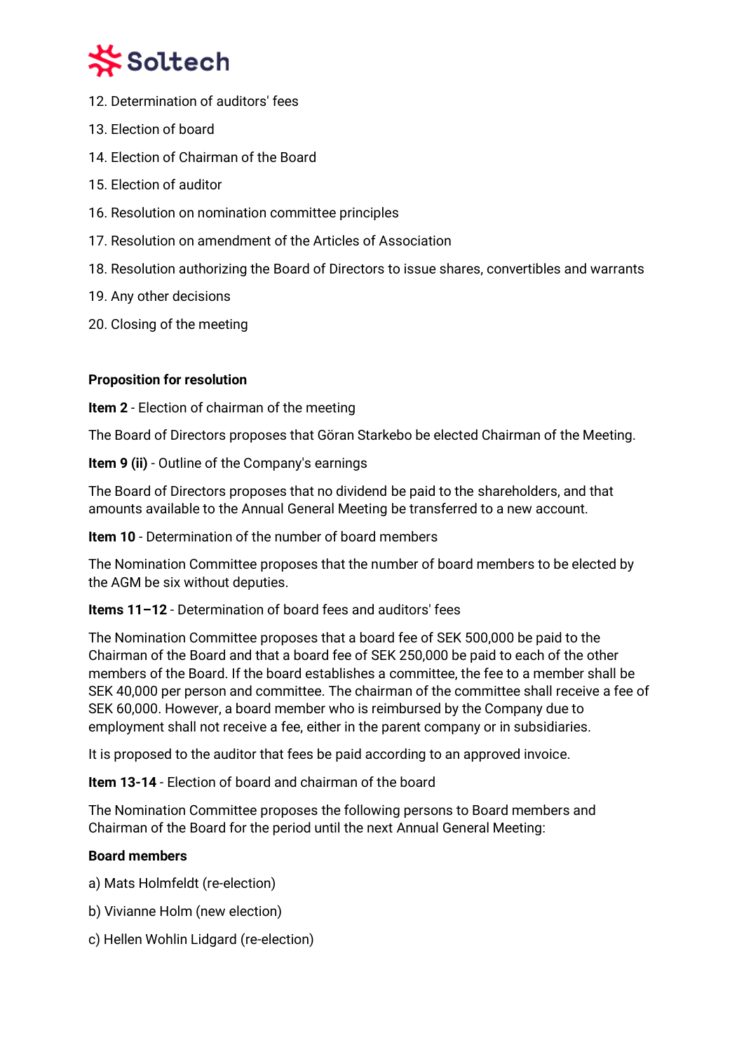12. Determination of auditors' fees
13. Election of board
14. Election of Chairman of the Board
15. Election of auditor
16. Resolution on nomination committee principles
17. Resolution on amendment of the Articles of Association
18. Resolution authorizing the Board of Directors to issue shares, convertibles and warrants
19. Any other decisions
20. Closing of the meeting

**Proposition for resolution**

**Item 2** - Election of chairman of the meeting

The Board of Directors proposes that Göran Starkebo be elected Chairman of the Meeting.

**Item 9 (ii)** - Outline of the Company's earnings

The Board of Directors proposes that no dividend be paid to the shareholders, and that amounts available to the Annual General Meeting be transferred to a new account.

**Item 10** - Determination of the number of board members

The Nomination Committee proposes that the number of board members to be elected by the AGM be six without deputies.

**Items 11–12** - Determination of board fees and auditors' fees

The Nomination Committee proposes that a board fee of SEK 500,000 be paid to the Chairman of the Board and that a board fee of SEK 250,000 be paid to each of the other members of the Board. If the board establishes a committee, the fee to a member shall be SEK 40,000 per person and committee. The chairman of the committee shall receive a fee of SEK 60,000. However, a board member who is reimbursed by the Company due to employment shall not receive a fee, either in the parent company or in subsidiaries.

It is proposed to the auditor that fees be paid according to an approved invoice.

**Item 13-14** - Election of board and chairman of the board

The Nomination Committee proposes the following persons to Board members and Chairman of the Board for the period until the next Annual General Meeting:

**Board members**

a) Mats Holmfeldt (re-election)

b) Vivianne Holm (new election)

c) Hellen Wohlin Lidgard (re-election)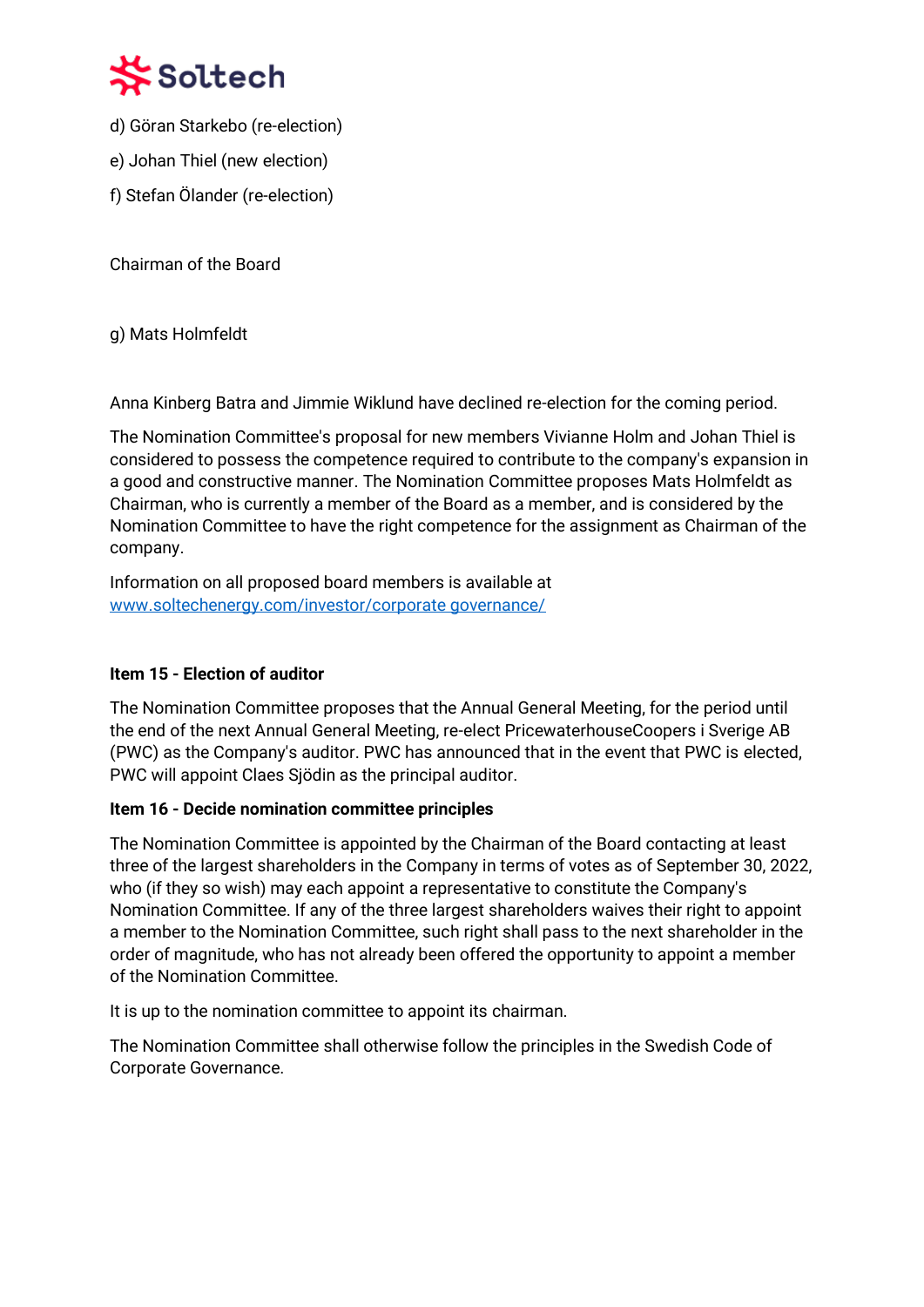d) Göran Starkebo (re-election)

e) Johan Thiel (new election)

f) Stefan Ölander (re-election)

Chairman of the Board

g) Mats Holmfeldt

Anna Kinberg Batra and Jimmie Wiklund have declined re-election for the coming period.

The Nomination Committee's proposal for new members Vivianne Holm and Johan Thiel is considered to possess the competence required to contribute to the company's expansion in a good and constructive manner. The Nomination Committee proposes Mats Holmfeldt as Chairman, who is currently a member of the Board as a member, and is considered by the Nomination Committee to have the right competence for the assignment as Chairman of the company.

Information on all proposed board members is available at [www.soltechenergy.com/investor/corporate governance/](www.soltechenergy.com/investor/corporate governance/)

**Item 15 - Election of auditor**

The Nomination Committee proposes that the Annual General Meeting, for the period until the end of the next Annual General Meeting, re-elect PricewaterhouseCoopers i Sverige AB (PWC) as the Company's auditor. PWC has announced that in the event that PWC is elected, PWC will appoint Claes Sjödin as the principal auditor.

**Item 16 - Decide nomination committee principles**

The Nomination Committee is appointed by the Chairman of the Board contacting at least three of the largest shareholders in the Company in terms of votes as of September 30, 2022, who (if they so wish) may each appoint a representative to constitute the Company's Nomination Committee. If any of the three largest shareholders waives their right to appoint a member to the Nomination Committee, such right shall pass to the next shareholder in the order of magnitude, who has not already been offered the opportunity to appoint a member of the Nomination Committee.

It is up to the nomination committee to appoint its chairman.

The Nomination Committee shall otherwise follow the principles in the Swedish Code of Corporate Governance.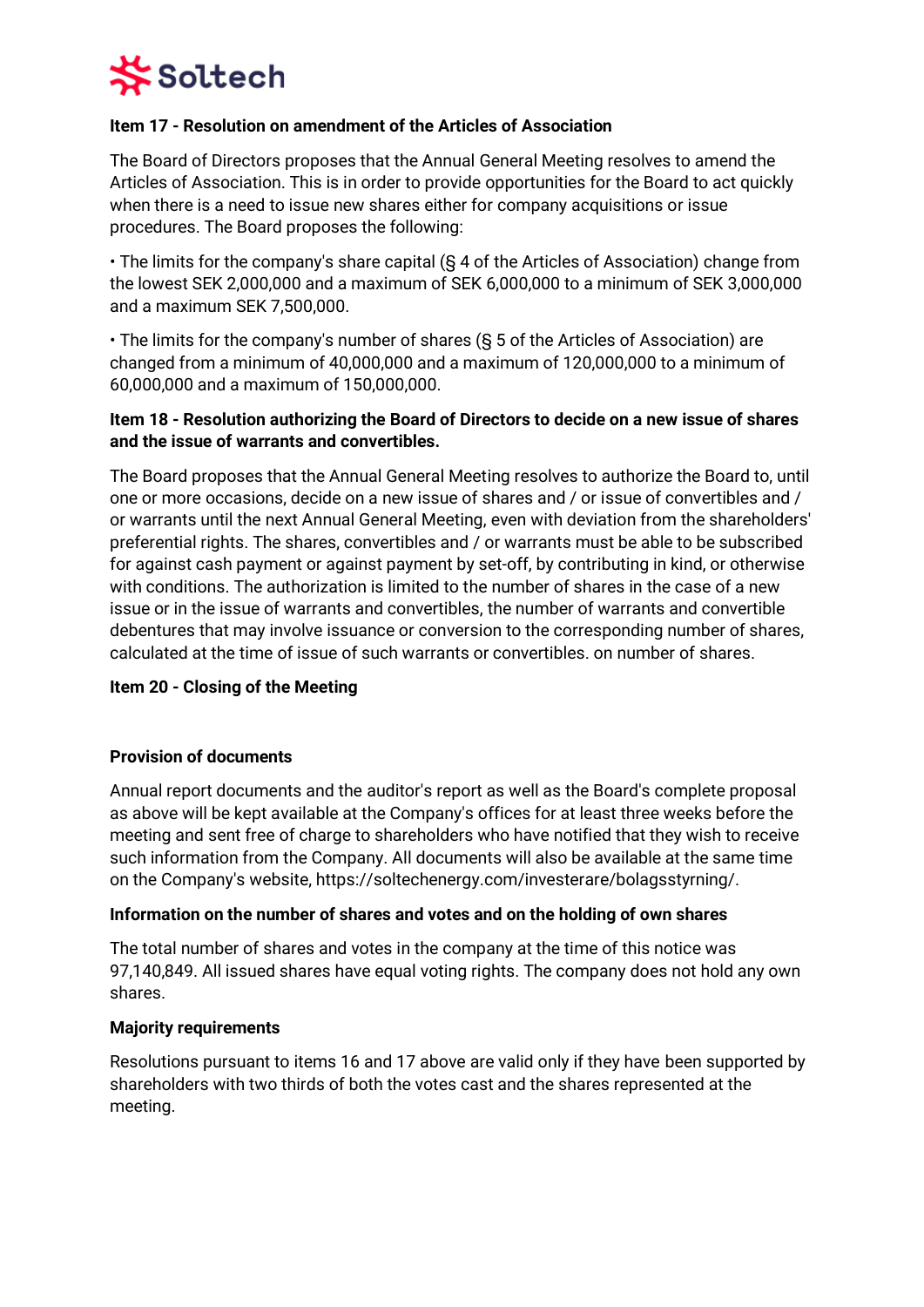**Item 17 - Resolution on amendment of the Articles of Association**

The Board of Directors proposes that the Annual General Meeting resolves to amend the Articles of Association. This is in order to provide opportunities for the Board to act quickly when there is a need to issue new shares either for company acquisitions or issue procedures. The Board proposes the following:

• The limits for the company's share capital (§ 4 of the Articles of Association) change from the lowest SEK 2,000,000 and a maximum of SEK 6,000,000 to a minimum of SEK 3,000,000 and a maximum SEK 7,500,000.

• The limits for the company's number of shares (§ 5 of the Articles of Association) are changed from a minimum of 40,000,000 and a maximum of 120,000,000 to a minimum of 60,000,000 and a maximum of 150,000,000.

**Item 18 - Resolution authorizing the Board of Directors to decide on a new issue of shares and the issue of warrants and convertibles.**

The Board proposes that the Annual General Meeting resolves to authorize the Board to, until one or more occasions, decide on a new issue of shares and / or issue of convertibles and / or warrants until the next Annual General Meeting, even with deviation from the shareholders' preferential rights. The shares, convertibles and / or warrants must be able to be subscribed for against cash payment or against payment by set-off, by contributing in kind, or otherwise with conditions. The authorization is limited to the number of shares in the case of a new issue or in the issue of warrants and convertibles, the number of warrants and convertible debentures that may involve issuance or conversion to the corresponding number of shares, calculated at the time of issue of such warrants or convertibles. on number of shares.

**Item 20 - Closing of the Meeting**

**Provision of documents**

Annual report documents and the auditor's report as well as the Board's complete proposal as above will be kept available at the Company's offices for at least three weeks before the meeting and sent free of charge to shareholders who have notified that they wish to receive such information from the Company. All documents will also be available at the same time on the Company's website, https://soltechenergy.com/investerare/bolagsstyrning/.

**Information on the number of shares and votes and on the holding of own shares**

The total number of shares and votes in the company at the time of this notice was 97,140,849. All issued shares have equal voting rights. The company does not hold any own shares.

**Majority requirements**

Resolutions pursuant to items 16 and 17 above are valid only if they have been supported by shareholders with two thirds of both the votes cast and the shares represented at the meeting.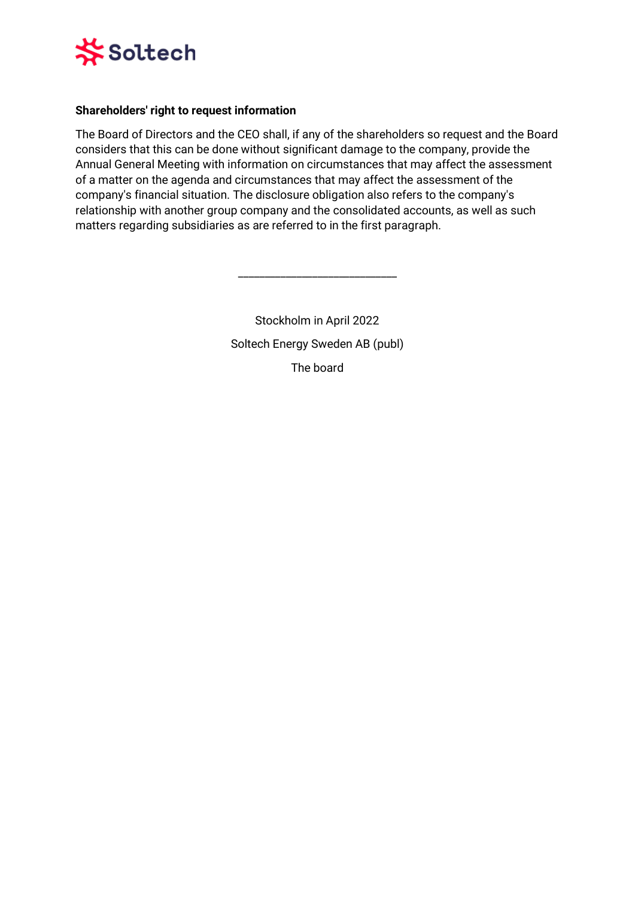**Shareholders' right to request information**

The Board of Directors and the CEO shall, if any of the shareholders so request and the Board considers that this can be done without significant damage to the company, provide the Annual General Meeting with information on circumstances that may affect the assessment of a matter on the agenda and circumstances that may affect the assessment of the company's financial situation. The disclosure obligation also refers to the company's relationship with another group company and the consolidated accounts, as well as such matters regarding subsidiaries as are referred to in the first paragraph.

\_\_\_\_\_\_\_\_\_\_\_\_\_\_\_\_\_\_\_\_\_\_\_\_\_\_\_\_

Stockholm in April 2022

Soltech Energy Sweden AB (publ)

The board